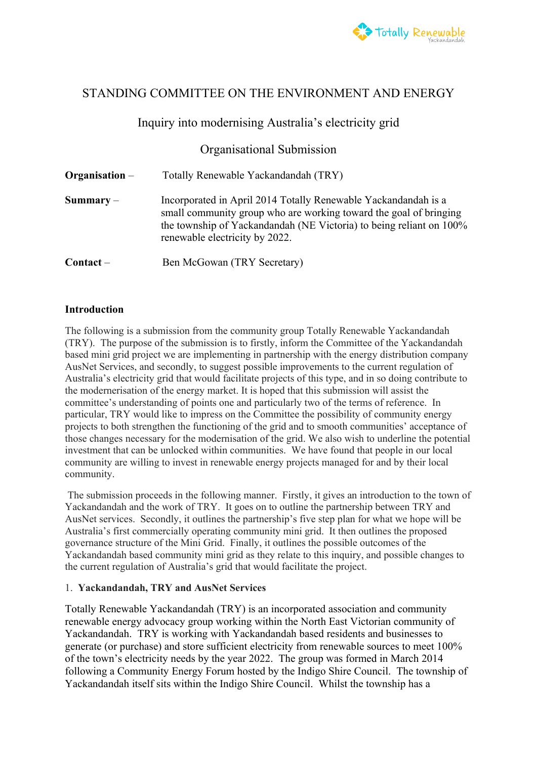# STANDING COMMITTEE ON THE ENVIRONMENT AND ENERGY

## Inquiry into modernising Australia's electricity grid

### Organisational Submission

**Organisation** – Totally Renewable Yackandandah (TRY)

**Summary** – Incorporated in April 2014 Totally Renewable Yackandandah is a small community group who are working toward the goal of bringing the township of Yackandandah (NE Victoria) to being reliant on 100% renewable electricity by 2022.

**Contact** – Ben McGowan (TRY Secretary)

**Introduction**

The following is a submission from the community group Totally Renewable Yackandandah (TRY). The purpose of the submission is to firstly, inform the Committee of the Yackandandah based mini grid project we are implementing in partnership with the energy distribution company AusNet Services, and secondly, to suggest possible improvements to the current regulation of Australia's electricity grid that would facilitate projects of this type, and in so doing contribute to the modernerisation of the energy market. It is hoped that this submission will assist the committee's understanding of points one and particularly two of the terms of reference. In particular, TRY would like to impress on the Committee the possibility of community energy projects to both strengthen the functioning of the grid and to smooth communities' acceptance of those changes necessary for the modernisation of the grid. We also wish to underline the potential investment that can be unlocked within communities. We have found that people in our local community are willing to invest in renewable energy projects managed for and by their local community.

The submission proceeds in the following manner. Firstly, it gives an introduction to the town of Yackandandah and the work of TRY. It goes on to outline the partnership between TRY and AusNet services. Secondly, it outlines the partnership's five step plan for what we hope will be Australia's first commercially operating community mini grid. It then outlines the proposed governance structure of the Mini Grid. Finally, it outlines the possible outcomes of the Yackandandah based community mini grid as they relate to this inquiry, and possible changes to the current regulation of Australia's grid that would facilitate the project.

1. **Yackandandah, TRY and AusNet Services**

Totally Renewable Yackandandah (TRY) is an incorporated association and community renewable energy advocacy group working within the North East Victorian community of Yackandandah. TRY is working with Yackandandah based residents and businesses to generate (or purchase) and store sufficient electricity from renewable sources to meet 100% of the town's electricity needs by the year 2022. The group was formed in March 2014 following a Community Energy Forum hosted by the Indigo Shire Council. The township of Yackandandah itself sits within the Indigo Shire Council. Whilst the township has a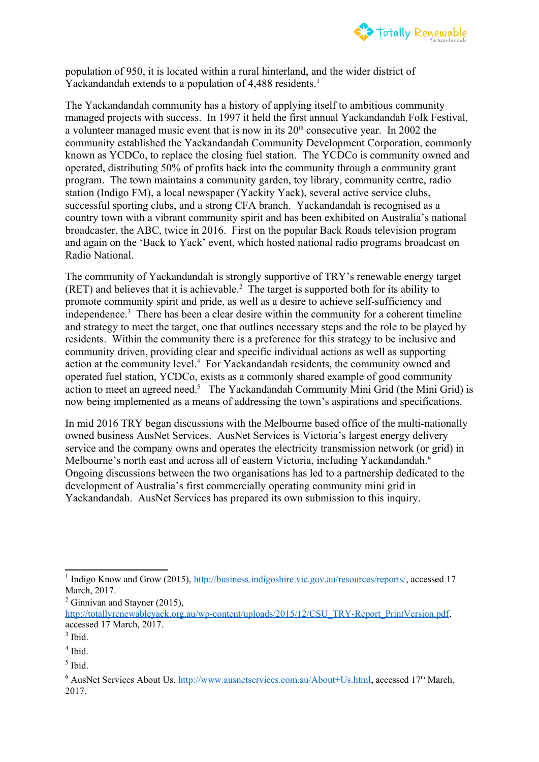population of 950, it is located within a rural hinterland, and the wider district of Yackandandah extends to a population of 4,488 residents.[1]

The Yackandandah community has a history of applying itself to ambitious community managed projects with success. In 1997 it held the first annual Yackandandah Folk Festival, a volunteer managed music event that is now in its 20th consecutive year. In 2002 the community established the Yackandandah Community Development Corporation, commonly known as YCDCo, to replace the closing fuel station. The YCDCo is community owned and operated, distributing 50% of profits back into the community through a community grant program. The town maintains a community garden, toy library, community centre, radio station (Indigo FM), a local newspaper (Yackity Yack), several active service clubs, successful sporting clubs, and a strong CFA branch. Yackandandah is recognised as a country town with a vibrant community spirit and has been exhibited on Australia's national broadcaster, the ABC, twice in 2016. First on the popular Back Roads television program and again on the 'Back to Yack' event, which hosted national radio programs broadcast on Radio National.

The community of Yackandandah is strongly supportive of TRY's renewable energy target (RET) and believes that it is achievable.[2] The target is supported both for its ability to promote community spirit and pride, as well as a desire to achieve self-sufficiency and independence.[3] There has been a clear desire within the community for a coherent timeline and strategy to meet the target, one that outlines necessary steps and the role to be played by residents. Within the community there is a preference for this strategy to be inclusive and community driven, providing clear and specific individual actions as well as supporting action at the community level.[4] For Yackandandah residents, the community owned and operated fuel station, YCDCo, exists as a commonly shared example of good community action to meet an agreed need.[5] The Yackandandah Community Mini Grid (the Mini Grid) is now being implemented as a means of addressing the town's aspirations and specifications.

In mid 2016 TRY began discussions with the Melbourne based office of the multi-nationally owned business AusNet Services. AusNet Services is Victoria's largest energy delivery service and the company owns and operates the electricity transmission network (or grid) in Melbourne's north east and across all of eastern Victoria, including Yackandandah.[6] Ongoing discussions between the two organisations has led to a partnership dedicated to the development of Australia's first commercially operating community mini grid in Yackandandah. AusNet Services has prepared its own submission to this inquiry.

---

[1] Indigo Know and Grow (2015), http://business.indigoshire.vic.gov.au/resources/reports/, accessed 17 March, 2017.

[2] Ginnivan and Stayner (2015), http://totallyrenewableyack.org.au/wp-content/uploads/2015/12/CSU_TRY-Report_PrintVersion.pdf, accessed 17 March, 2017.

[3] Ibid.

[4] Ibid.

[5] Ibid.

[6] AusNet Services About Us, http://www.ausnetservices.com.au/About+Us.html, accessed 17th March, 2017.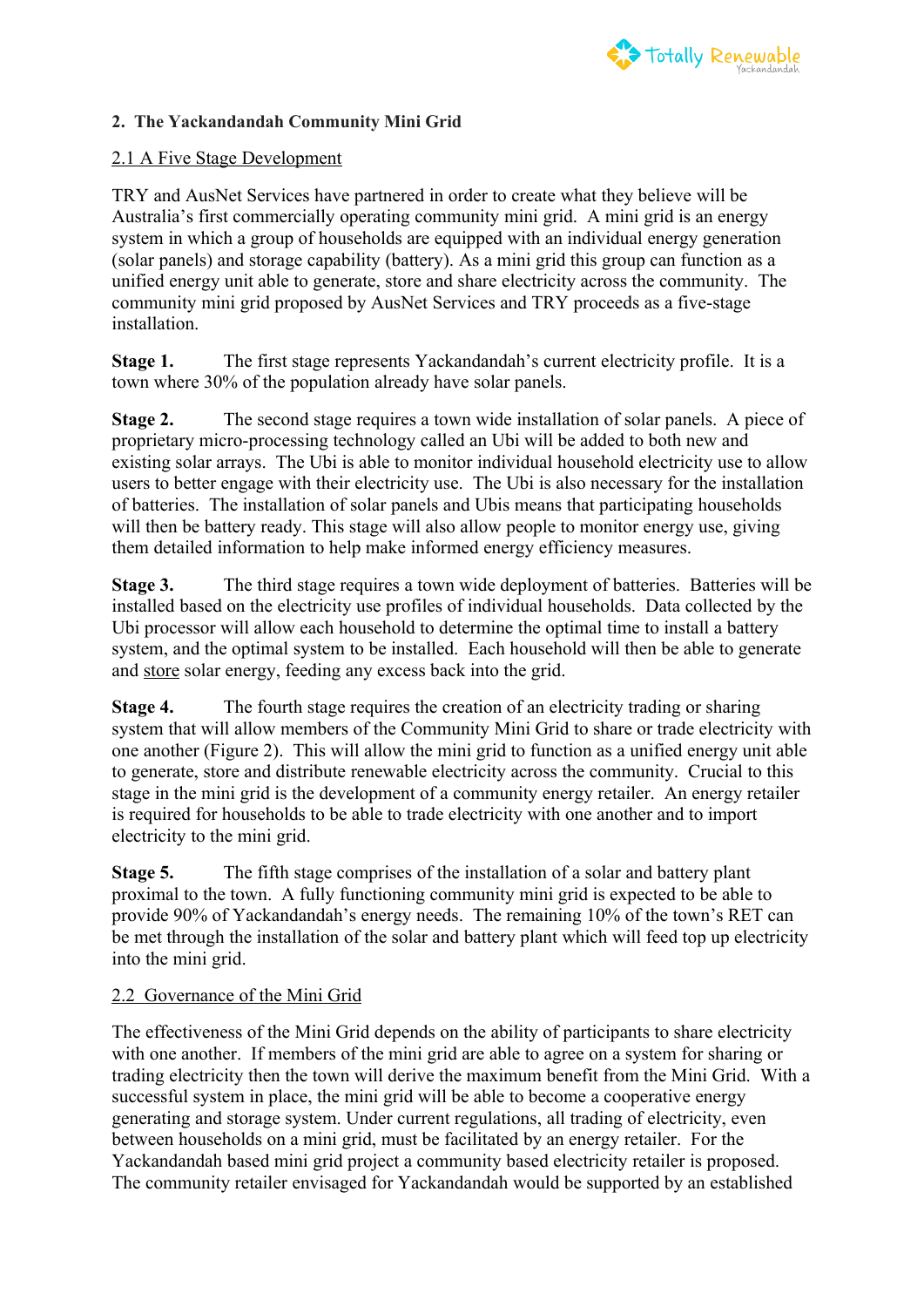## 2. The Yackandandah Community Mini Grid

### 2.1 A Five Stage Development

TRY and AusNet Services have partnered in order to create what they believe will be Australia's first commercially operating community mini grid. A mini grid is an energy system in which a group of households are equipped with an individual energy generation (solar panels) and storage capability (battery). As a mini grid this group can function as a unified energy unit able to generate, store and share electricity across the community. The community mini grid proposed by AusNet Services and TRY proceeds as a five-stage installation.

**Stage 1.** The first stage represents Yackandandah's current electricity profile. It is a town where 30% of the population already have solar panels.

**Stage 2.** The second stage requires a town wide installation of solar panels. A piece of proprietary micro-processing technology called an Ubi will be added to both new and existing solar arrays. The Ubi is able to monitor individual household electricity use to allow users to better engage with their electricity use. The Ubi is also necessary for the installation of batteries. The installation of solar panels and Ubis means that participating households will then be battery ready. This stage will also allow people to monitor energy use, giving them detailed information to help make informed energy efficiency measures.

**Stage 3.** The third stage requires a town wide deployment of batteries. Batteries will be installed based on the electricity use profiles of individual households. Data collected by the Ubi processor will allow each household to determine the optimal time to install a battery system, and the optimal system to be installed. Each household will then be able to generate and store solar energy, feeding any excess back into the grid.

**Stage 4.** The fourth stage requires the creation of an electricity trading or sharing system that will allow members of the Community Mini Grid to share or trade electricity with one another (Figure 2). This will allow the mini grid to function as a unified energy unit able to generate, store and distribute renewable electricity across the community. Crucial to this stage in the mini grid is the development of a community energy retailer. An energy retailer is required for households to be able to trade electricity with one another and to import electricity to the mini grid.

**Stage 5.** The fifth stage comprises of the installation of a solar and battery plant proximal to the town. A fully functioning community mini grid is expected to be able to provide 90% of Yackandandah's energy needs. The remaining 10% of the town's RET can be met through the installation of the solar and battery plant which will feed top up electricity into the mini grid.

### 2.2 Governance of the Mini Grid

The effectiveness of the Mini Grid depends on the ability of participants to share electricity with one another. If members of the mini grid are able to agree on a system for sharing or trading electricity then the town will derive the maximum benefit from the Mini Grid. With a successful system in place, the mini grid will be able to become a cooperative energy generating and storage system. Under current regulations, all trading of electricity, even between households on a mini grid, must be facilitated by an energy retailer. For the Yackandandah based mini grid project a community based electricity retailer is proposed. The community retailer envisaged for Yackandandah would be supported by an established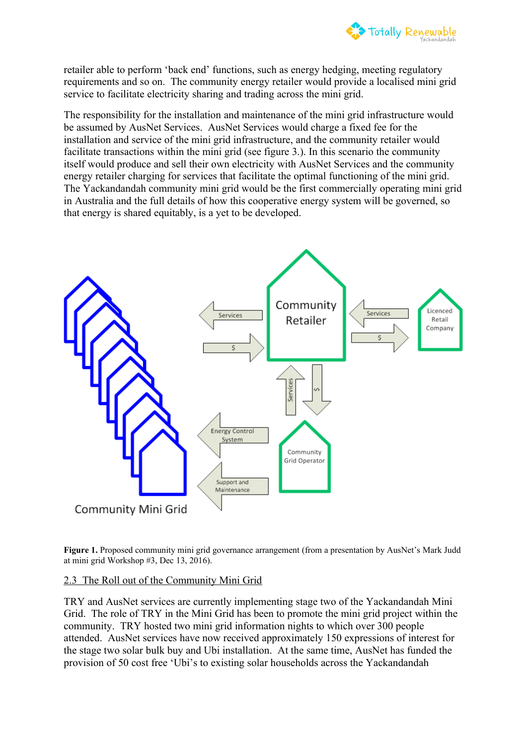retailer able to perform 'back end' functions, such as energy hedging, meeting regulatory requirements and so on. The community energy retailer would provide a localised mini grid service to facilitate electricity sharing and trading across the mini grid.

The responsibility for the installation and maintenance of the mini grid infrastructure would be assumed by AusNet Services. AusNet Services would charge a fixed fee for the installation and service of the mini grid infrastructure, and the community retailer would facilitate transactions within the mini grid (see figure 3.). In this scenario the community itself would produce and sell their own electricity with AusNet Services and the community energy retailer charging for services that facilitate the optimal functioning of the mini grid. The Yackandandah community mini grid would be the first commercially operating mini grid in Australia and the full details of how this cooperative energy system will be governed, so that energy is shared equitably, is a yet to be developed.

**Figure 1.** Proposed community mini grid governance arrangement (from a presentation by AusNet's Mark Judd at mini grid Workshop #3, Dec 13, 2016).

## 2.3 The Roll out of the Community Mini Grid

TRY and AusNet services are currently implementing stage two of the Yackandandah Mini Grid. The role of TRY in the Mini Grid has been to promote the mini grid project within the community. TRY hosted two mini grid information nights to which over 300 people attended. AusNet services have now received approximately 150 expressions of interest for the stage two solar bulk buy and Ubi installation. At the same time, AusNet has funded the provision of 50 cost free 'Ubi's to existing solar households across the Yackandandah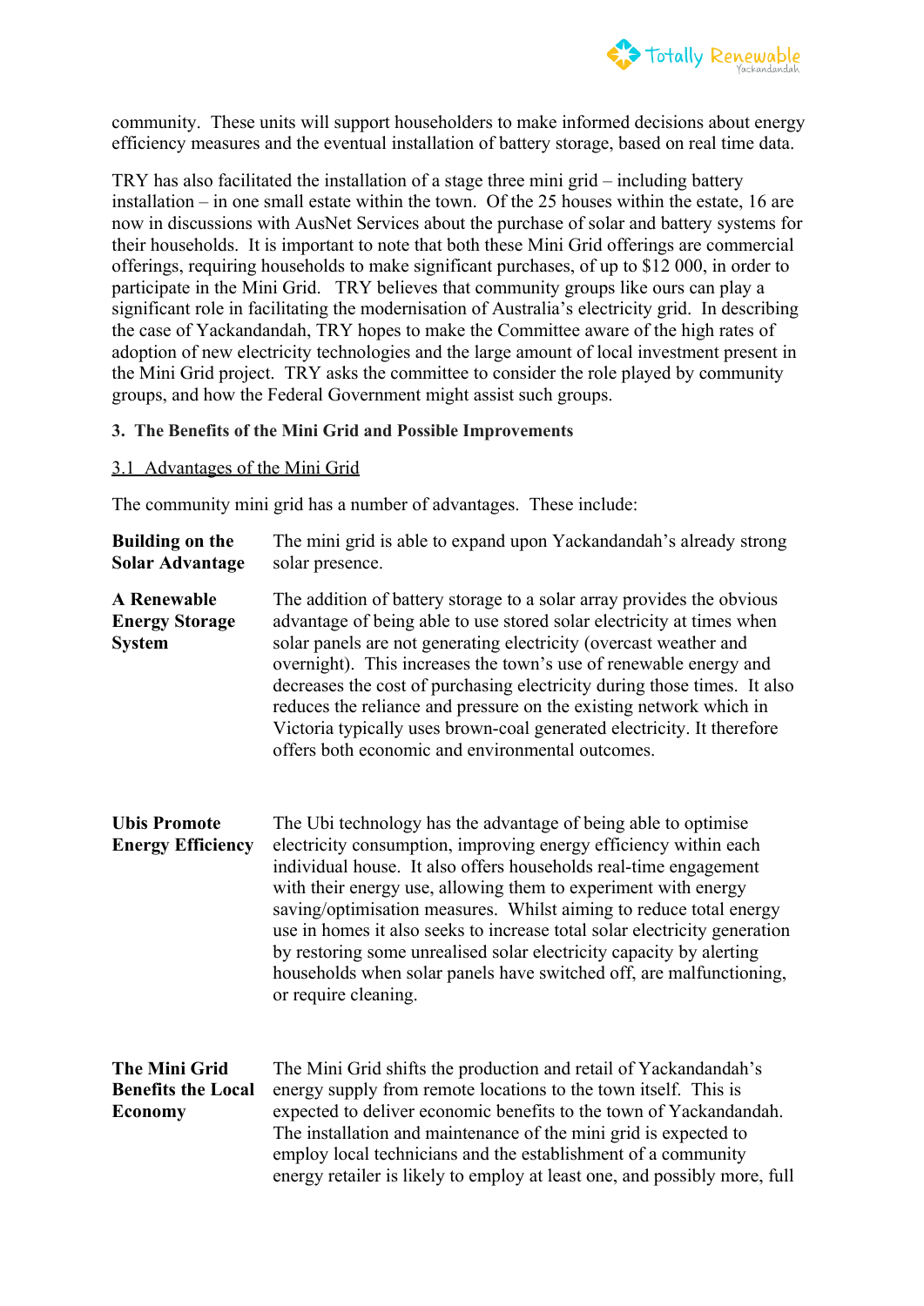community. These units will support householders to make informed decisions about energy efficiency measures and the eventual installation of battery storage, based on real time data.

TRY has also facilitated the installation of a stage three mini grid – including battery installation – in one small estate within the town. Of the 25 houses within the estate, 16 are now in discussions with AusNet Services about the purchase of solar and battery systems for their households. It is important to note that both these Mini Grid offerings are commercial offerings, requiring households to make significant purchases, of up to $12 000, in order to participate in the Mini Grid. TRY believes that community groups like ours can play a significant role in facilitating the modernisation of Australia's electricity grid. In describing the case of Yackandandah, TRY hopes to make the Committee aware of the high rates of adoption of new electricity technologies and the large amount of local investment present in the Mini Grid project. TRY asks the committee to consider the role played by community groups, and how the Federal Government might assist such groups.

**3. The Benefits of the Mini Grid and Possible Improvements**

<u>3.1 Advantages of the Mini Grid</u>

The community mini grid has a number of advantages. These include:

**Building on the Solar Advantage**

The mini grid is able to expand upon Yackandandah's already strong solar presence.

**A Renewable Energy Storage System**

The addition of battery storage to a solar array provides the obvious advantage of being able to use stored solar electricity at times when solar panels are not generating electricity (overcast weather and overnight). This increases the town's use of renewable energy and decreases the cost of purchasing electricity during those times. It also reduces the reliance and pressure on the existing network which in Victoria typically uses brown-coal generated electricity. It therefore offers both economic and environmental outcomes.

**Ubis Promote Energy Efficiency**

The Ubi technology has the advantage of being able to optimise electricity consumption, improving energy efficiency within each individual house. It also offers households real-time engagement with their energy use, allowing them to experiment with energy saving/optimisation measures. Whilst aiming to reduce total energy use in homes it also seeks to increase total solar electricity generation by restoring some unrealised solar electricity capacity by alerting households when solar panels have switched off, are malfunctioning, or require cleaning.

**The Mini Grid Benefits the Local Economy**

The Mini Grid shifts the production and retail of Yackandandah's energy supply from remote locations to the town itself. This is expected to deliver economic benefits to the town of Yackandandah. The installation and maintenance of the mini grid is expected to employ local technicians and the establishment of a community energy retailer is likely to employ at least one, and possibly more, full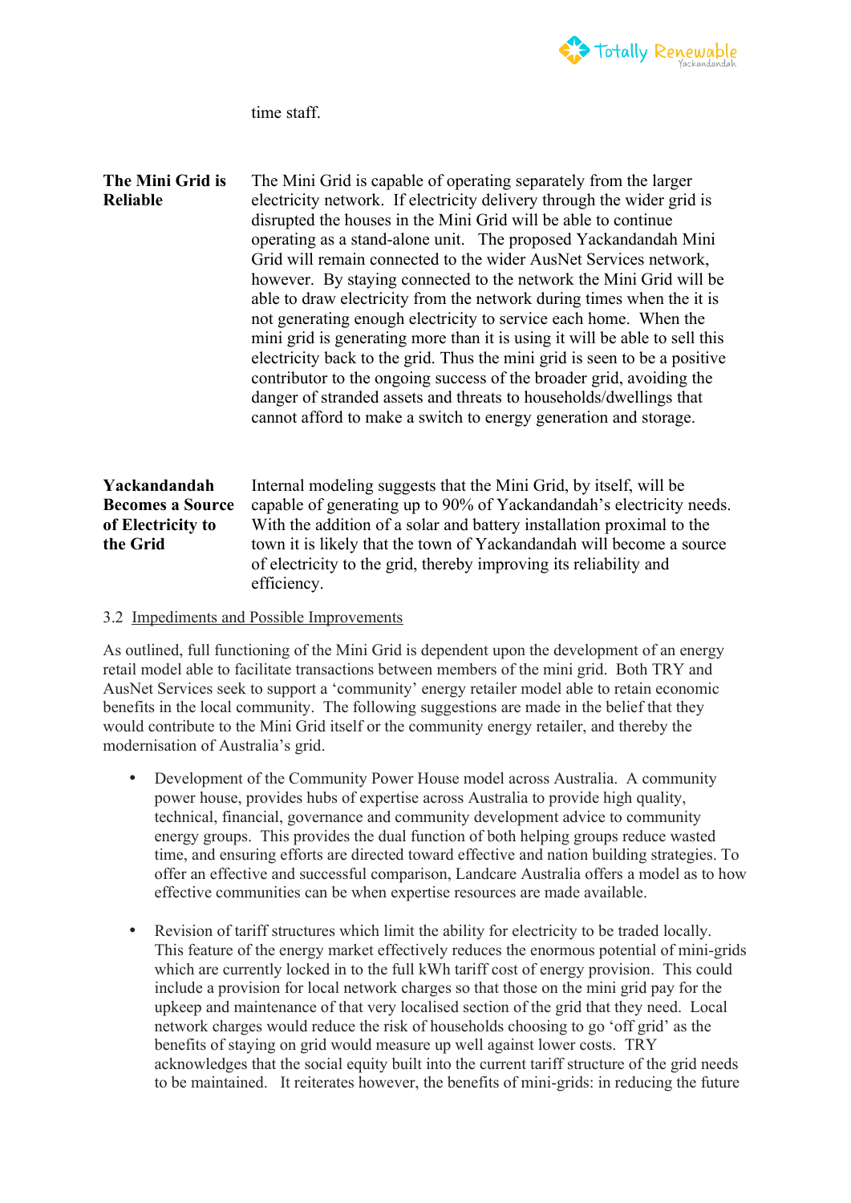time staff.

| | |
|---|---|
| **The Mini Grid is Reliable** | The Mini Grid is capable of operating separately from the larger electricity network. If electricity delivery through the wider grid is disrupted the houses in the Mini Grid will be able to continue operating as a stand-alone unit. The proposed Yackandandah Mini Grid will remain connected to the wider AusNet Services network, however. By staying connected to the network the Mini Grid will be able to draw electricity from the network during times when the it is not generating enough electricity to service each home. When the mini grid is generating more than it is using it will be able to sell this electricity back to the grid. Thus the mini grid is seen to be a positive contributor to the ongoing success of the broader grid, avoiding the danger of stranded assets and threats to households/dwellings that cannot afford to make a switch to energy generation and storage. |
| **Yackandandah Becomes a Source of Electricity to the Grid** | Internal modeling suggests that the Mini Grid, by itself, will be capable of generating up to 90% of Yackandandah's electricity needs. With the addition of a solar and battery installation proximal to the town it is likely that the town of Yackandandah will become a source of electricity to the grid, thereby improving its reliability and efficiency. |

3.2 Impediments and Possible Improvements

As outlined, full functioning of the Mini Grid is dependent upon the development of an energy retail model able to facilitate transactions between members of the mini grid. Both TRY and AusNet Services seek to support a 'community' energy retailer model able to retain economic benefits in the local community. The following suggestions are made in the belief that they would contribute to the Mini Grid itself or the community energy retailer, and thereby the modernisation of Australia's grid.

- Development of the Community Power House model across Australia. A community power house, provides hubs of expertise across Australia to provide high quality, technical, financial, governance and community development advice to community energy groups. This provides the dual function of both helping groups reduce wasted time, and ensuring efforts are directed toward effective and nation building strategies. To offer an effective and successful comparison, Landcare Australia offers a model as to how effective communities can be when expertise resources are made available.

- Revision of tariff structures which limit the ability for electricity to be traded locally. This feature of the energy market effectively reduces the enormous potential of mini-grids which are currently locked in to the full kWh tariff cost of energy provision. This could include a provision for local network charges so that those on the mini grid pay for the upkeep and maintenance of that very localised section of the grid that they need. Local network charges would reduce the risk of households choosing to go 'off grid' as the benefits of staying on grid would measure up well against lower costs. TRY acknowledges that the social equity built into the current tariff structure of the grid needs to be maintained. It reiterates however, the benefits of mini-grids: in reducing the future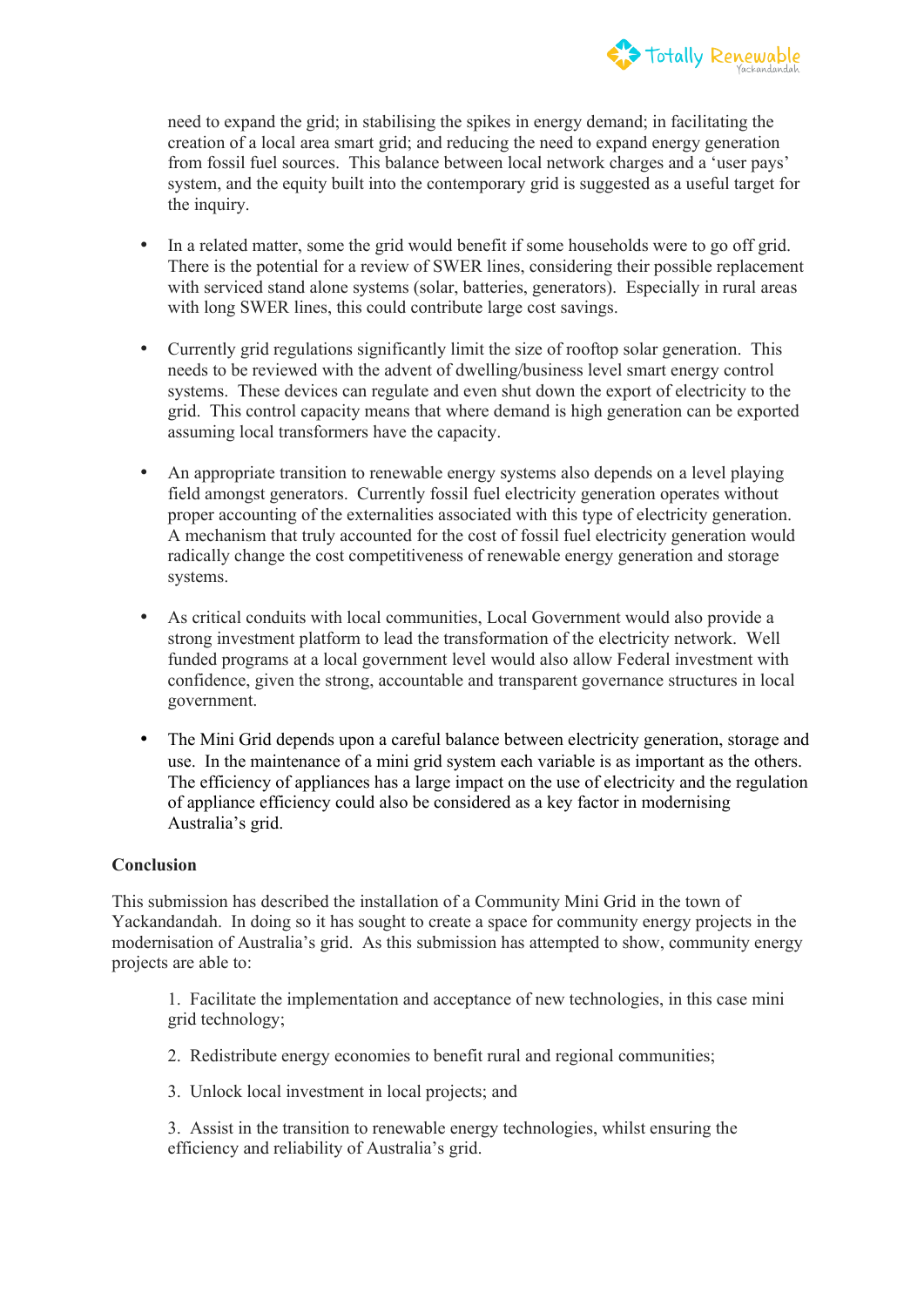need to expand the grid; in stabilising the spikes in energy demand; in facilitating the creation of a local area smart grid; and reducing the need to expand energy generation from fossil fuel sources. This balance between local network charges and a 'user pays' system, and the equity built into the contemporary grid is suggested as a useful target for the inquiry.

- In a related matter, some the grid would benefit if some households were to go off grid. There is the potential for a review of SWER lines, considering their possible replacement with serviced stand alone systems (solar, batteries, generators). Especially in rural areas with long SWER lines, this could contribute large cost savings.

- Currently grid regulations significantly limit the size of rooftop solar generation. This needs to be reviewed with the advent of dwelling/business level smart energy control systems. These devices can regulate and even shut down the export of electricity to the grid. This control capacity means that where demand is high generation can be exported assuming local transformers have the capacity.

- An appropriate transition to renewable energy systems also depends on a level playing field amongst generators. Currently fossil fuel electricity generation operates without proper accounting of the externalities associated with this type of electricity generation. A mechanism that truly accounted for the cost of fossil fuel electricity generation would radically change the cost competitiveness of renewable energy generation and storage systems.

- As critical conduits with local communities, Local Government would also provide a strong investment platform to lead the transformation of the electricity network. Well funded programs at a local government level would also allow Federal investment with confidence, given the strong, accountable and transparent governance structures in local government.

- The Mini Grid depends upon a careful balance between electricity generation, storage and use. In the maintenance of a mini grid system each variable is as important as the others. The efficiency of appliances has a large impact on the use of electricity and the regulation of appliance efficiency could also be considered as a key factor in modernising Australia's grid.

**Conclusion**

This submission has described the installation of a Community Mini Grid in the town of Yackandandah. In doing so it has sought to create a space for community energy projects in the modernisation of Australia's grid. As this submission has attempted to show, community energy projects are able to:

1. Facilitate the implementation and acceptance of new technologies, in this case mini grid technology;

2. Redistribute energy economies to benefit rural and regional communities;

3. Unlock local investment in local projects; and

3. Assist in the transition to renewable energy technologies, whilst ensuring the efficiency and reliability of Australia's grid.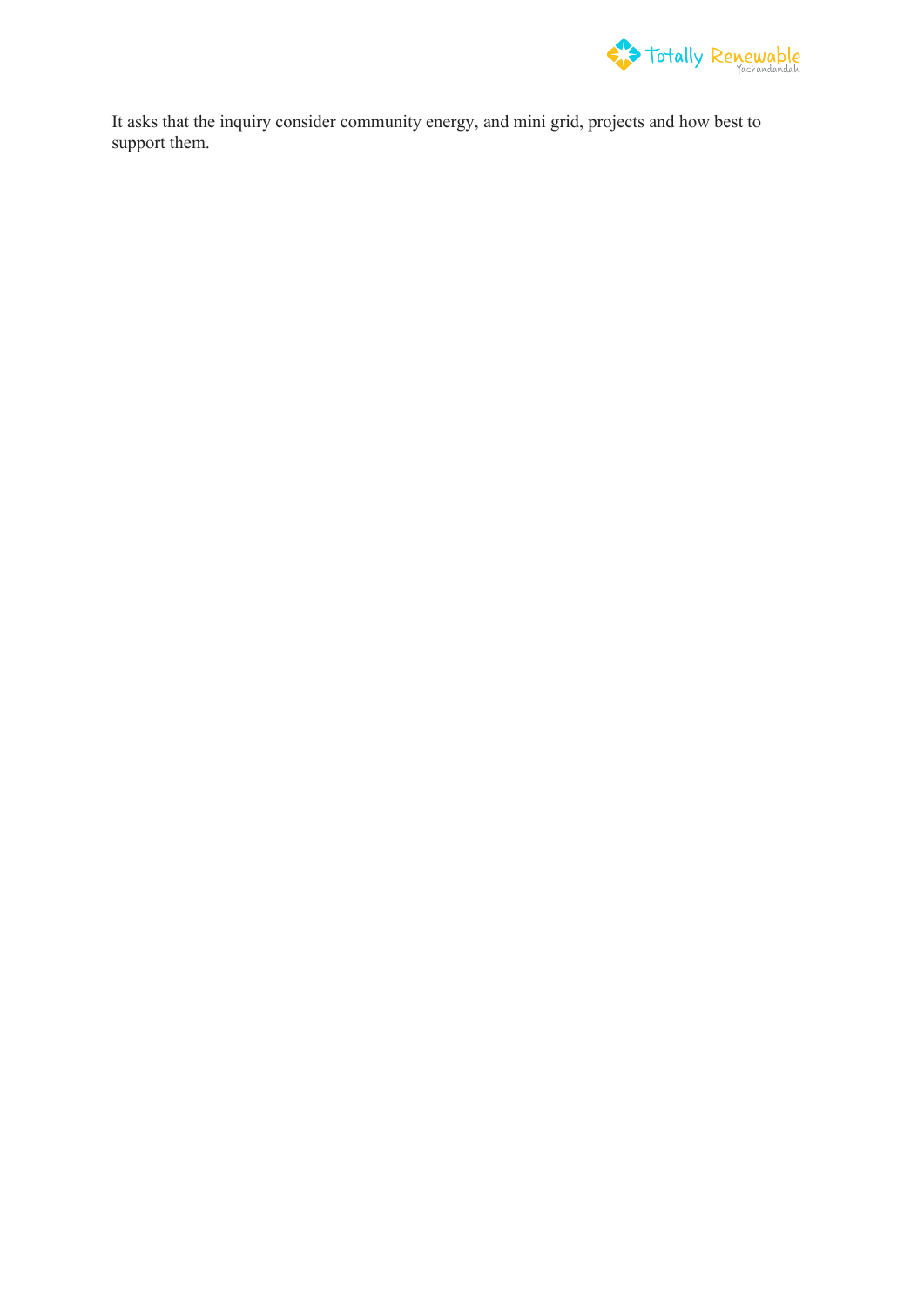It asks that the inquiry consider community energy, and mini grid, projects and how best to support them.